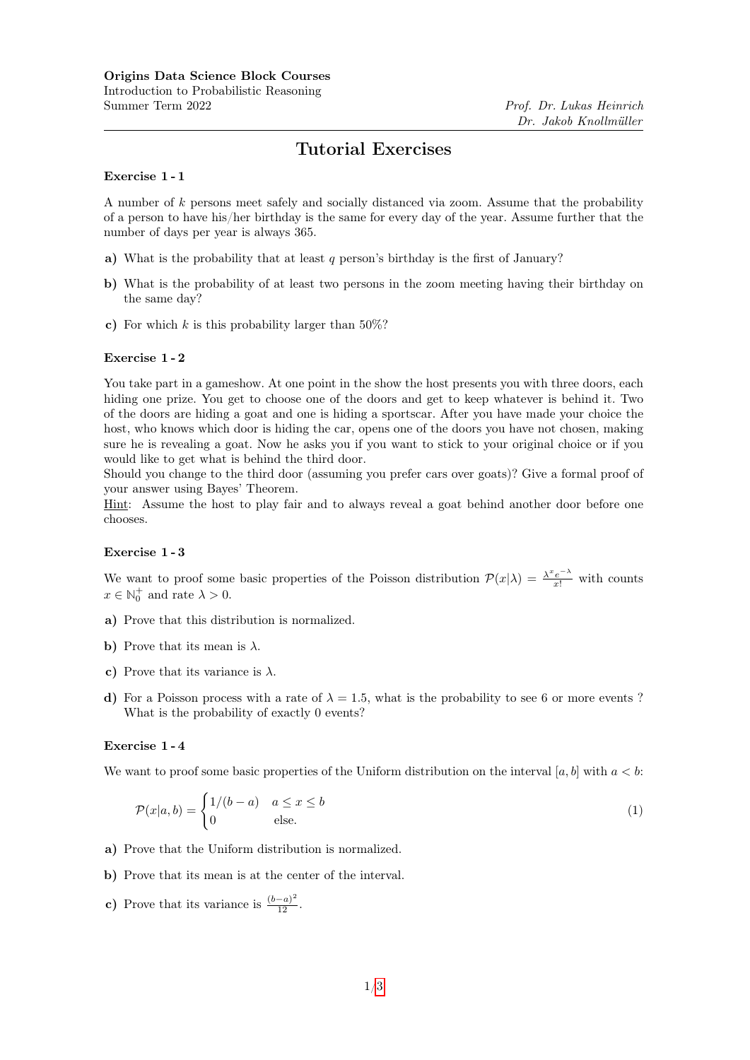**Origins Data Science Block Courses**
Introduction to Probabilistic Reasoning
Summer Term 2022

*Prof. Dr. Lukas Heinrich*
*Dr. Jakob Knollmüller*

# Tutorial Exercises

### Exercise 1 - 1

A number of $k$ persons meet safely and socially distanced via zoom. Assume that the probability of a person to have his/her birthday is the same for every day of the year. Assume further that the number of days per year is always 365.

**a)** What is the probability that at least $q$ person's birthday is the first of January?

**b)** What is the probability of at least two persons in the zoom meeting having their birthday on the same day?

**c)** For which $k$ is this probability larger than 50%?

### Exercise 1 - 2

You take part in a gameshow. At one point in the show the host presents you with three doors, each hiding one prize. You get to choose one of the doors and get to keep whatever is behind it. Two of the doors are hiding a goat and one is hiding a sportscar. After you have made your choice the host, who knows which door is hiding the car, opens one of the doors you have not chosen, making sure he is revealing a goat. Now he asks you if you want to stick to your original choice or if you would like to get what is behind the third door.
Should you change to the third door (assuming you prefer cars over goats)? Give a formal proof of your answer using Bayes' Theorem.
Hint: Assume the host to play fair and to always reveal a goat behind another door before one chooses.

### Exercise 1 - 3

We want to proof some basic properties of the Poisson distribution $\mathcal{P}(x|\lambda) = \frac{\lambda^x e^{-\lambda}}{x!}$ with counts $x \in \mathbb{N}_0^+$ and rate $\lambda > 0$.

**a)** Prove that this distribution is normalized.

**b)** Prove that its mean is $\lambda$.

**c)** Prove that its variance is $\lambda$.

**d)** For a Poisson process with a rate of $\lambda = 1.5$, what is the probability to see 6 or more events ? What is the probability of exactly 0 events?

### Exercise 1 - 4

We want to proof some basic properties of the Uniform distribution on the interval $[a, b]$ with $a < b$:

$$\mathcal{P}(x|a,b) = \begin{cases} 1/(b-a) & a \leq x \leq b \\ 0 & \text{else.} \end{cases} \tag{1}$$

**a)** Prove that the Uniform distribution is normalized.

**b)** Prove that its mean is at the center of the interval.

**c)** Prove that its variance is $\frac{(b-a)^2}{12}$.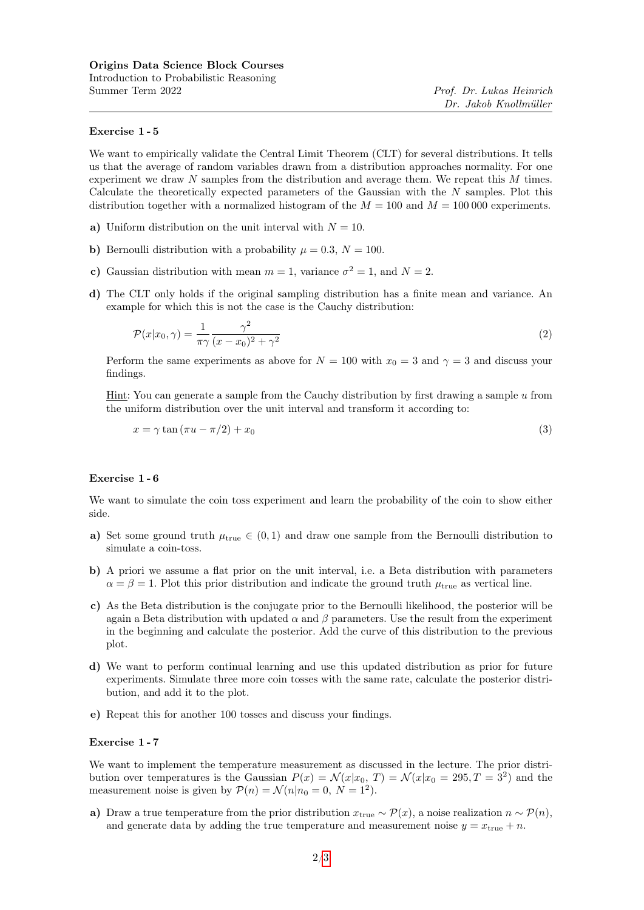**Origins Data Science Block Courses**
Introduction to Probabilistic Reasoning
Summer Term 2022

*Prof. Dr. Lukas Heinrich*
*Dr. Jakob Knollmüller*

---

### Exercise 1 - 5

We want to empirically validate the Central Limit Theorem (CLT) for several distributions. It tells us that the average of random variables drawn from a distribution approaches normality. For one experiment we draw $N$ samples from the distribution and average them. We repeat this $M$ times. Calculate the theoretically expected parameters of the Gaussian with the $N$ samples. Plot this distribution together with a normalized histogram of the $M = 100$ and $M = 100\,000$ experiments.

**a)** Uniform distribution on the unit interval with $N = 10$.

**b)** Bernoulli distribution with a probability $\mu = 0.3$, $N = 100$.

**c)** Gaussian distribution with mean $m = 1$, variance $\sigma^2 = 1$, and $N = 2$.

**d)** The CLT only holds if the original sampling distribution has a finite mean and variance. An example for which this is not the case is the Cauchy distribution:

$$\mathcal{P}(x|x_0, \gamma) = \frac{1}{\pi\gamma} \frac{\gamma^2}{(x - x_0)^2 + \gamma^2} \tag{2}$$

Perform the same experiments as above for $N = 100$ with $x_0 = 3$ and $\gamma = 3$ and discuss your findings.

Hint: You can generate a sample from the Cauchy distribution by first drawing a sample $u$ from the uniform distribution over the unit interval and transform it according to:

$$x = \gamma \tan(\pi u - \pi/2) + x_0 \tag{3}$$

### Exercise 1 - 6

We want to simulate the coin toss experiment and learn the probability of the coin to show either side.

**a)** Set some ground truth $\mu_{\text{true}} \in (0, 1)$ and draw one sample from the Bernoulli distribution to simulate a coin-toss.

**b)** A priori we assume a flat prior on the unit interval, i.e. a Beta distribution with parameters $\alpha = \beta = 1$. Plot this prior distribution and indicate the ground truth $\mu_{\text{true}}$ as vertical line.

**c)** As the Beta distribution is the conjugate prior to the Bernoulli likelihood, the posterior will be again a Beta distribution with updated $\alpha$ and $\beta$ parameters. Use the result from the experiment in the beginning and calculate the posterior. Add the curve of this distribution to the previous plot.

**d)** We want to perform continual learning and use this updated distribution as prior for future experiments. Simulate three more coin tosses with the same rate, calculate the posterior distribution, and add it to the plot.

**e)** Repeat this for another 100 tosses and discuss your findings.

### Exercise 1 - 7

We want to implement the temperature measurement as discussed in the lecture. The prior distribution over temperatures is the Gaussian $P(x) = \mathcal{N}(x|x_0, T) = \mathcal{N}(x|x_0 = 295, T = 3^2)$ and the measurement noise is given by $\mathcal{P}(n) = \mathcal{N}(n|n_0 = 0, N = 1^2)$.

**a)** Draw a true temperature from the prior distribution $x_{\text{true}} \sim \mathcal{P}(x)$, a noise realization $n \sim \mathcal{P}(n)$, and generate data by adding the true temperature and measurement noise $y = x_{\text{true}} + n$.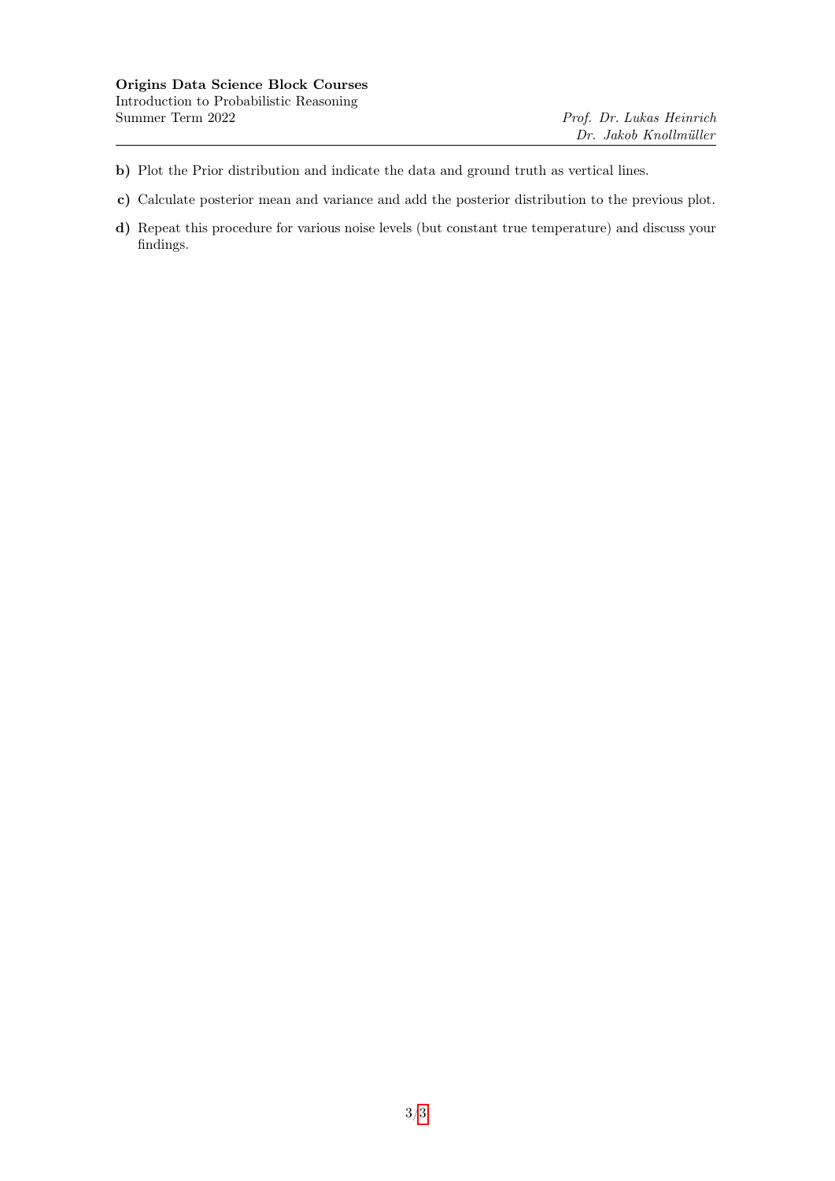**b)** Plot the Prior distribution and indicate the data and ground truth as vertical lines.

**c)** Calculate posterior mean and variance and add the posterior distribution to the previous plot.

**d)** Repeat this procedure for various noise levels (but constant true temperature) and discuss your findings.